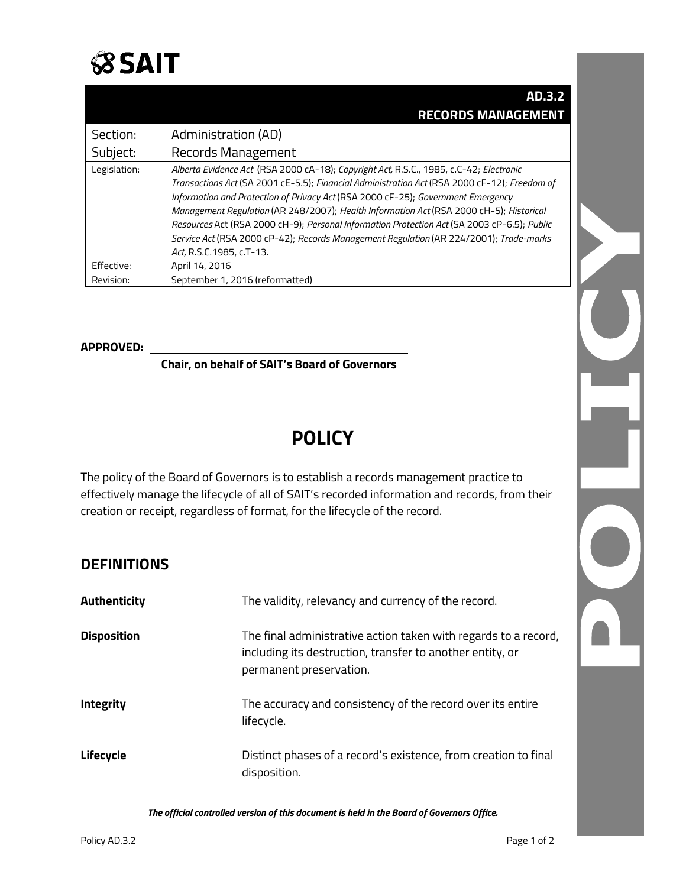# SAIT

| | **AD.3.2 RECORDS MANAGEMENT** |
|---|---|
| Section: | Administration (AD) |
| Subject: | Records Management |
| Legislation: | *Alberta Evidence Act* (RSA 2000 cA-18); *Copyright Act,* R.S.C., 1985, c.C-42; *Electronic Transactions Act* (SA 2001 cE-5.5); *Financial Administration Act* (RSA 2000 cF-12); *Freedom of Information and Protection of Privacy Act* (RSA 2000 cF-25); *Government Emergency Management Regulation* (AR 248/2007); *Health Information Act* (RSA 2000 cH-5); *Historical Resources* Act (RSA 2000 cH-9); *Personal Information Protection Act* (SA 2003 cP-6.5); *Public Service Act* (RSA 2000 cP-42); *Records Management Regulation* (AR 224/2001); *Trade-marks Act,* R.S.C.1985, c.T-13. |
| Effective: | April 14, 2016 |
| Revision: | September 1, 2016 (reformatted) |

**APPROVED:** ______________________________

**Chair, on behalf of SAIT's Board of Governors**

# POLICY

The policy of the Board of Governors is to establish a records management practice to effectively manage the lifecycle of all of SAIT's recorded information and records, from their creation or receipt, regardless of format, for the lifecycle of the record.

## DEFINITIONS

| | |
|---|---|
| **Authenticity** | The validity, relevancy and currency of the record. |
| **Disposition** | The final administrative action taken with regards to a record, including its destruction, transfer to another entity, or permanent preservation. |
| **Integrity** | The accuracy and consistency of the record over its entire lifecycle. |
| **Lifecycle** | Distinct phases of a record's existence, from creation to final disposition. |

***The official controlled version of this document is held in the Board of Governors Office.***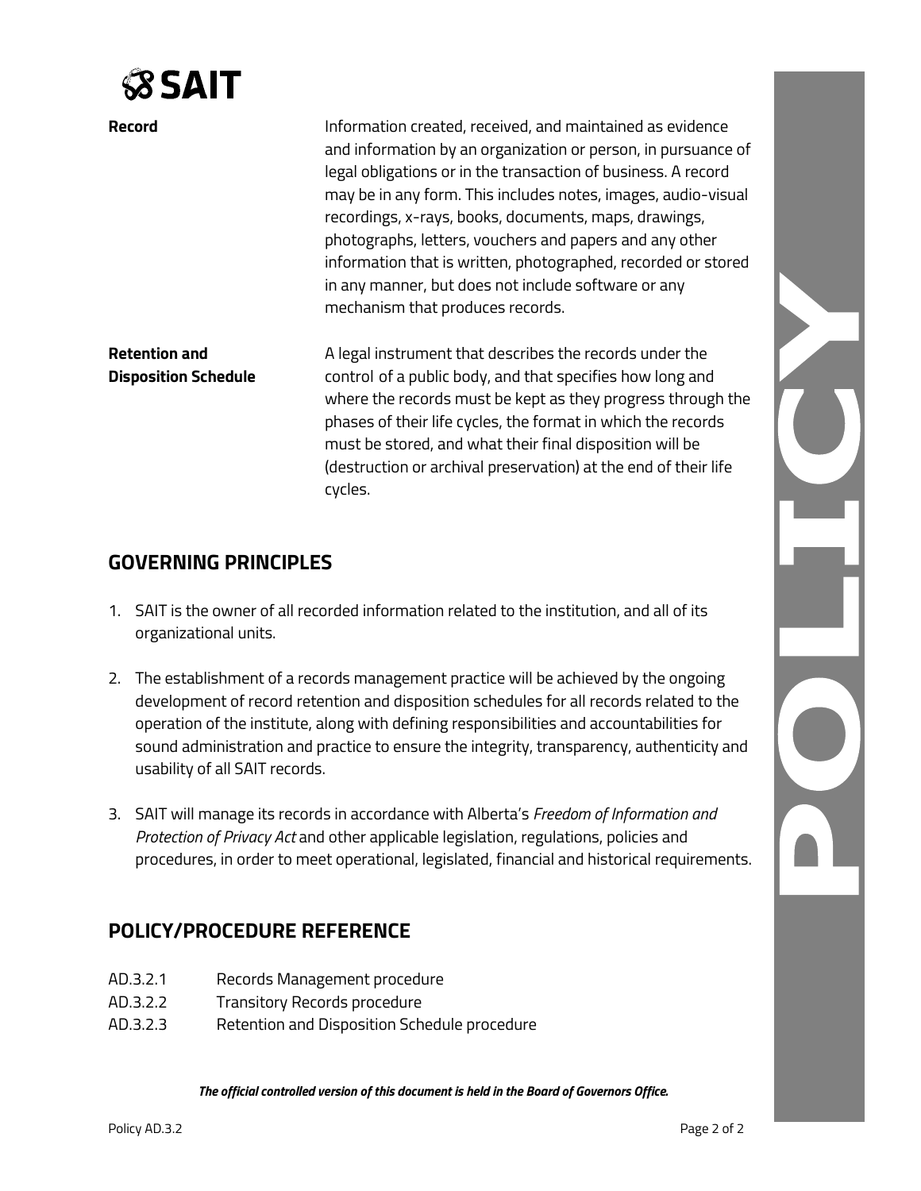| | |
|---|---|
| **Record** | Information created, received, and maintained as evidence and information by an organization or person, in pursuance of legal obligations or in the transaction of business. A record may be in any form. This includes notes, images, audio-visual recordings, x-rays, books, documents, maps, drawings, photographs, letters, vouchers and papers and any other information that is written, photographed, recorded or stored in any manner, but does not include software or any mechanism that produces records. |
| **Retention and Disposition Schedule** | A legal instrument that describes the records under the control of a public body, and that specifies how long and where the records must be kept as they progress through the phases of their life cycles, the format in which the records must be stored, and what their final disposition will be (destruction or archival preservation) at the end of their life cycles. |

## GOVERNING PRINCIPLES

1. SAIT is the owner of all recorded information related to the institution, and all of its organizational units.

2. The establishment of a records management practice will be achieved by the ongoing development of record retention and disposition schedules for all records related to the operation of the institute, along with defining responsibilities and accountabilities for sound administration and practice to ensure the integrity, transparency, authenticity and usability of all SAIT records.

3. SAIT will manage its records in accordance with Alberta's *Freedom of Information and Protection of Privacy Act* and other applicable legislation, regulations, policies and procedures, in order to meet operational, legislated, financial and historical requirements.

## POLICY/PROCEDURE REFERENCE

| | |
|---|---|
| AD.3.2.1 | Records Management procedure |
| AD.3.2.2 | Transitory Records procedure |
| AD.3.2.3 | Retention and Disposition Schedule procedure |

***The official controlled version of this document is held in the Board of Governors Office.***